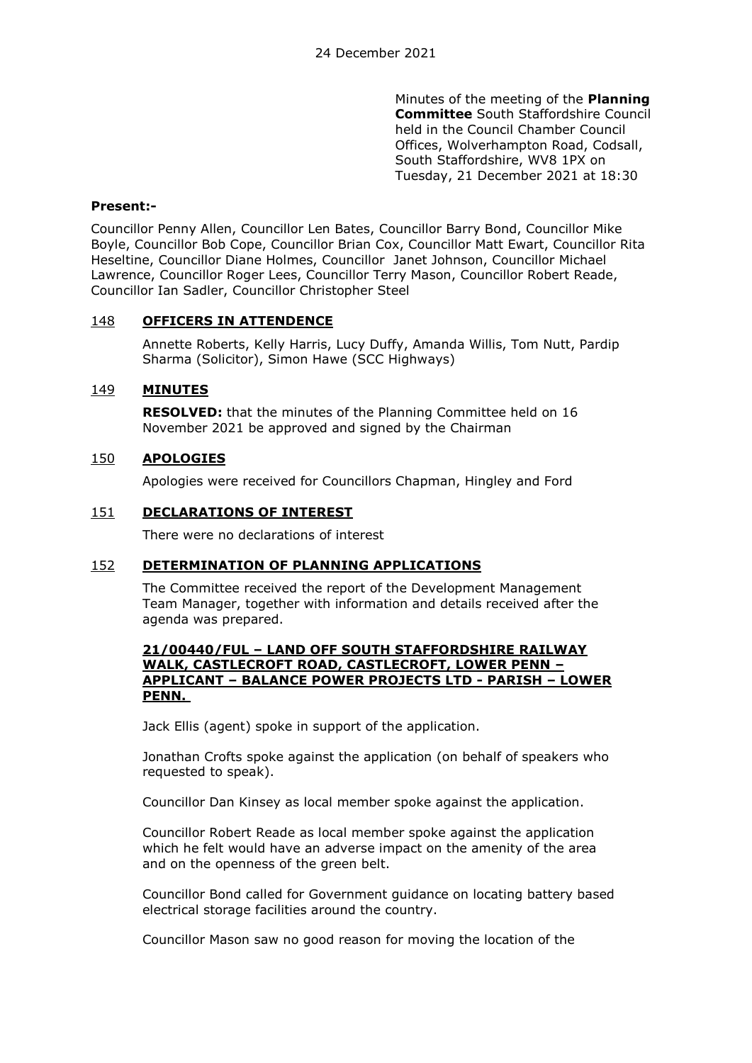24 December 2021

Minutes of the meeting of the **Planning Committee** South Staffordshire Council held in the Council Chamber Council Offices, Wolverhampton Road, Codsall, South Staffordshire, WV8 1PX on Tuesday, 21 December 2021 at 18:30

**Present:-**

Councillor Penny Allen, Councillor Len Bates, Councillor Barry Bond, Councillor Mike Boyle, Councillor Bob Cope, Councillor Brian Cox, Councillor Matt Ewart, Councillor Rita Heseltine, Councillor Diane Holmes, Councillor Janet Johnson, Councillor Michael Lawrence, Councillor Roger Lees, Councillor Terry Mason, Councillor Robert Reade, Councillor Ian Sadler, Councillor Christopher Steel

## 148 OFFICERS IN ATTENDENCE

Annette Roberts, Kelly Harris, Lucy Duffy, Amanda Willis, Tom Nutt, Pardip Sharma (Solicitor), Simon Hawe (SCC Highways)

## 149 MINUTES

**RESOLVED:** that the minutes of the Planning Committee held on 16 November 2021 be approved and signed by the Chairman

## 150 APOLOGIES

Apologies were received for Councillors Chapman, Hingley and Ford

## 151 DECLARATIONS OF INTEREST

There were no declarations of interest

## 152 DETERMINATION OF PLANNING APPLICATIONS

The Committee received the report of the Development Management Team Manager, together with information and details received after the agenda was prepared.

**21/00440/FUL – LAND OFF SOUTH STAFFORDSHIRE RAILWAY WALK, CASTLECROFT ROAD, CASTLECROFT, LOWER PENN – APPLICANT – BALANCE POWER PROJECTS LTD - PARISH – LOWER PENN.**

Jack Ellis (agent) spoke in support of the application.

Jonathan Crofts spoke against the application (on behalf of speakers who requested to speak).

Councillor Dan Kinsey as local member spoke against the application.

Councillor Robert Reade as local member spoke against the application which he felt would have an adverse impact on the amenity of the area and on the openness of the green belt.

Councillor Bond called for Government guidance on locating battery based electrical storage facilities around the country.

Councillor Mason saw no good reason for moving the location of the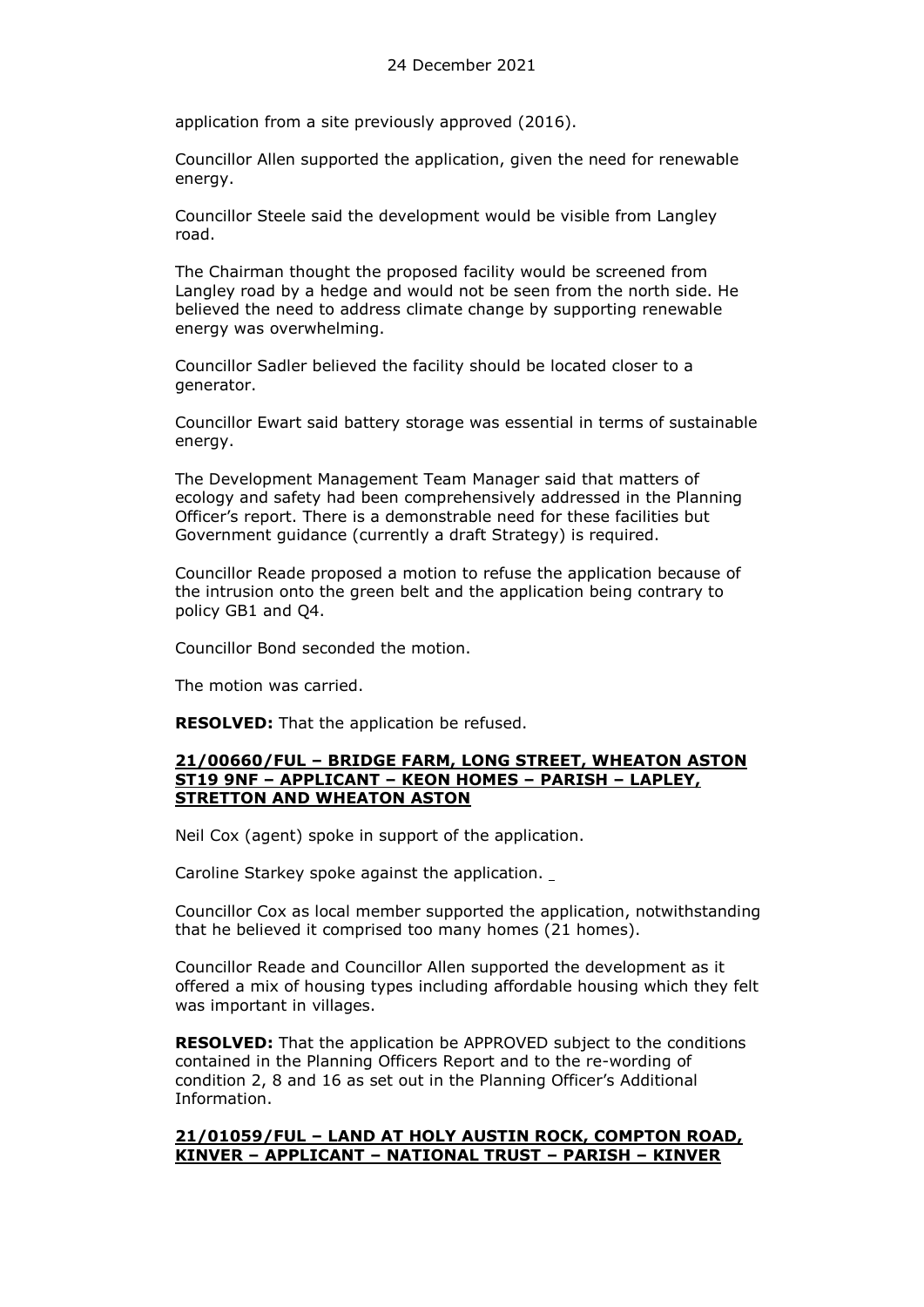application from a site previously approved (2016).

Councillor Allen supported the application, given the need for renewable energy.

Councillor Steele said the development would be visible from Langley road.

The Chairman thought the proposed facility would be screened from Langley road by a hedge and would not be seen from the north side. He believed the need to address climate change by supporting renewable energy was overwhelming.

Councillor Sadler believed the facility should be located closer to a generator.

Councillor Ewart said battery storage was essential in terms of sustainable energy.

The Development Management Team Manager said that matters of ecology and safety had been comprehensively addressed in the Planning Officer's report. There is a demonstrable need for these facilities but Government guidance (currently a draft Strategy) is required.

Councillor Reade proposed a motion to refuse the application because of the intrusion onto the green belt and the application being contrary to policy GB1 and Q4.

Councillor Bond seconded the motion.

The motion was carried.

**RESOLVED:** That the application be refused.

**21/00660/FUL – BRIDGE FARM, LONG STREET, WHEATON ASTON ST19 9NF – APPLICANT – KEON HOMES – PARISH – LAPLEY, STRETTON AND WHEATON ASTON**

Neil Cox (agent) spoke in support of the application.

Caroline Starkey spoke against the application.

Councillor Cox as local member supported the application, notwithstanding that he believed it comprised too many homes (21 homes).

Councillor Reade and Councillor Allen supported the development as it offered a mix of housing types including affordable housing which they felt was important in villages.

**RESOLVED:** That the application be APPROVED subject to the conditions contained in the Planning Officers Report and to the re-wording of condition 2, 8 and 16 as set out in the Planning Officer's Additional Information.

**21/01059/FUL – LAND AT HOLY AUSTIN ROCK, COMPTON ROAD, KINVER – APPLICANT – NATIONAL TRUST – PARISH – KINVER**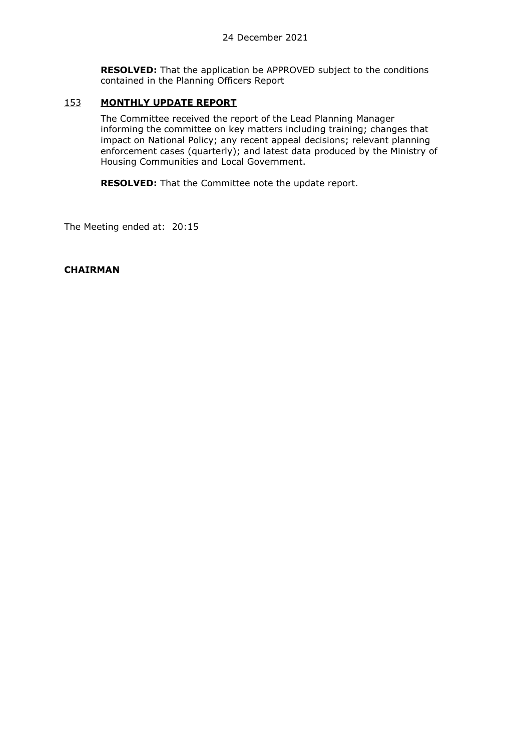**RESOLVED:** That the application be APPROVED subject to the conditions contained in the Planning Officers Report

## 153 MONTHLY UPDATE REPORT

The Committee received the report of the Lead Planning Manager informing the committee on key matters including training; changes that impact on National Policy; any recent appeal decisions; relevant planning enforcement cases (quarterly); and latest data produced by the Ministry of Housing Communities and Local Government.

**RESOLVED:** That the Committee note the update report.

The Meeting ended at: 20:15

**CHAIRMAN**